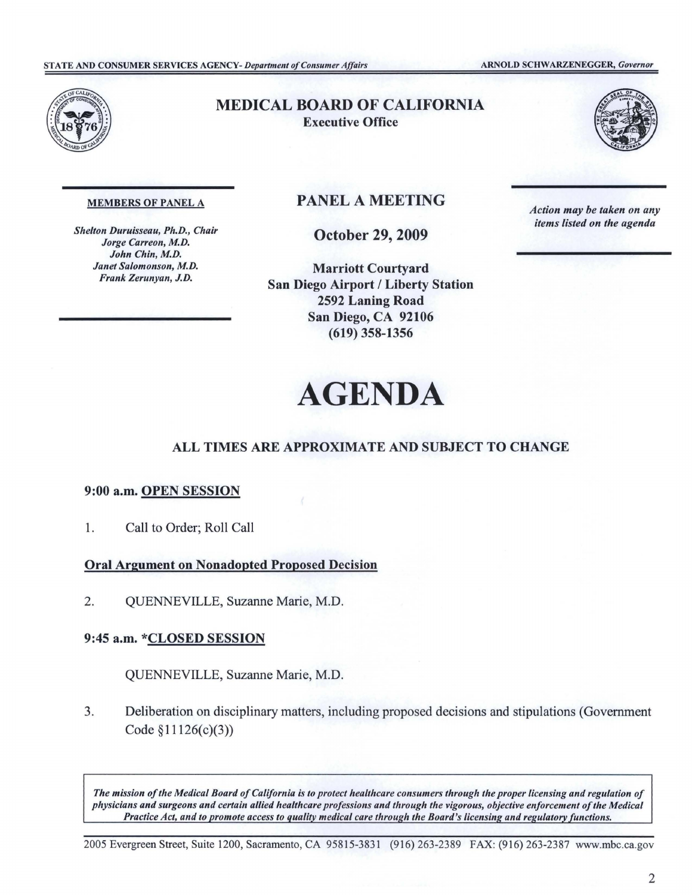STATE AND CONSUMER SERVICES AGENCY- *Department of Consumer Affairs* ARNOLD SCHWARZENEGGER, *Governor*

# MEDICAL BOARD OF CALIFORNIA

**Executive Office**

**MEMBERS OF PANEL A**

*Shelton Duruisseau, Ph.D., Chair*
*Jorge Carreon, M.D.*
*John Chin, M.D.*
*Janet Salomonson, M.D.*
*Frank Zerunyan, J.D.*

## PANEL A MEETING

**October 29, 2009**

**Marriott Courtyard**
**San Diego Airport / Liberty Station**
**2592 Laning Road**
**San Diego, CA 92106**
**(619) 358-1356**

***Action may be taken on any items listed on the agenda***

# AGENDA

### ALL TIMES ARE APPROXIMATE AND SUBJECT TO CHANGE

**9:00 a.m. OPEN SESSION**

1. Call to Order; Roll Call

**Oral Argument on Nonadopted Proposed Decision**

2. QUENNEVILLE, Suzanne Marie, M.D.

**9:45 a.m. *CLOSED SESSION**

QUENNEVILLE, Suzanne Marie, M.D.

3. Deliberation on disciplinary matters, including proposed decisions and stipulations (Government Code §11126(c)(3))

***The mission of the Medical Board of California is to protect healthcare consumers through the proper licensing and regulation of physicians and surgeons and certain allied healthcare professions and through the vigorous, objective enforcement of the Medical Practice Act, and to promote access to quality medical care through the Board's licensing and regulatory functions.***

2005 Evergreen Street, Suite 1200, Sacramento, CA 95815-3831 (916) 263-2389 FAX: (916) 263-2387 www.mbc.ca.gov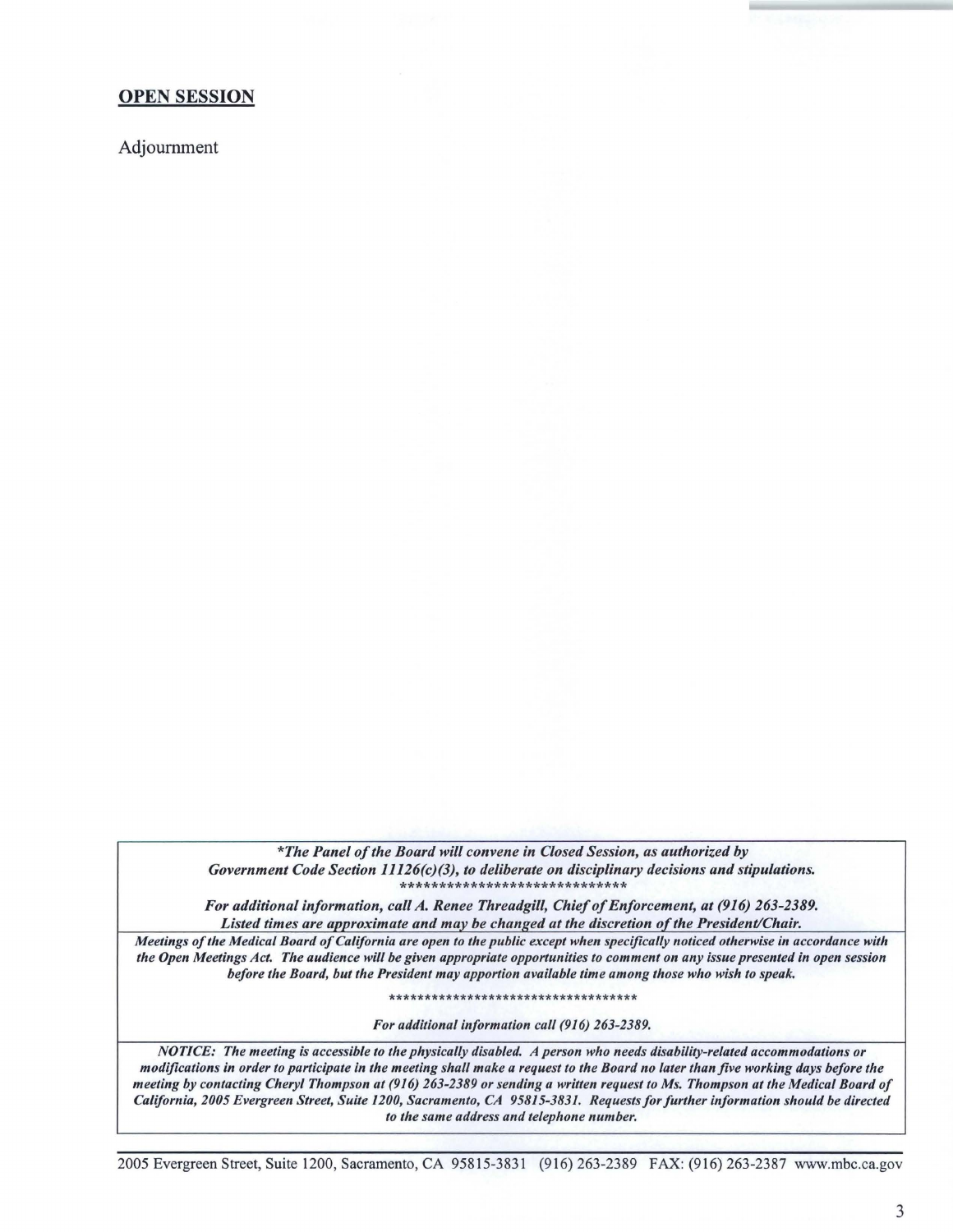**OPEN SESSION**

Adjournment

***The Panel of the Board will convene in Closed Session, as authorized by Government Code Section 11126(c)(3), to deliberate on disciplinary decisions and stipulations.***

\*\*\*\*\*\*\*\*\*\*\*\*\*\*\*\*\*\*\*\*\*\*\*\*\*\*\*\*\*\*

***For additional information, call A. Renee Threadgill, Chief of Enforcement, at (916) 263-2389.***
***Listed times are approximate and may be changed at the discretion of the President/Chair.***

***Meetings of the Medical Board of California are open to the public except when specifically noticed otherwise in accordance with the Open Meetings Act. The audience will be given appropriate opportunities to comment on any issue presented in open session before the Board, but the President may apportion available time among those who wish to speak.***

\*\*\*\*\*\*\*\*\*\*\*\*\*\*\*\*\*\*\*\*\*\*\*\*\*\*\*\*\*\*\*\*\*\*\*\*

***For additional information call (916) 263-2389.***

***NOTICE: The meeting is accessible to the physically disabled. A person who needs disability-related accommodations or modifications in order to participate in the meeting shall make a request to the Board no later than five working days before the meeting by contacting Cheryl Thompson at (916) 263-2389 or sending a written request to Ms. Thompson at the Medical Board of California, 2005 Evergreen Street, Suite 1200, Sacramento, CA 95815-3831. Requests for further information should be directed to the same address and telephone number.***

2005 Evergreen Street, Suite 1200, Sacramento, CA 95815-3831 (916) 263-2389 FAX: (916) 263-2387 www.mbc.ca.gov